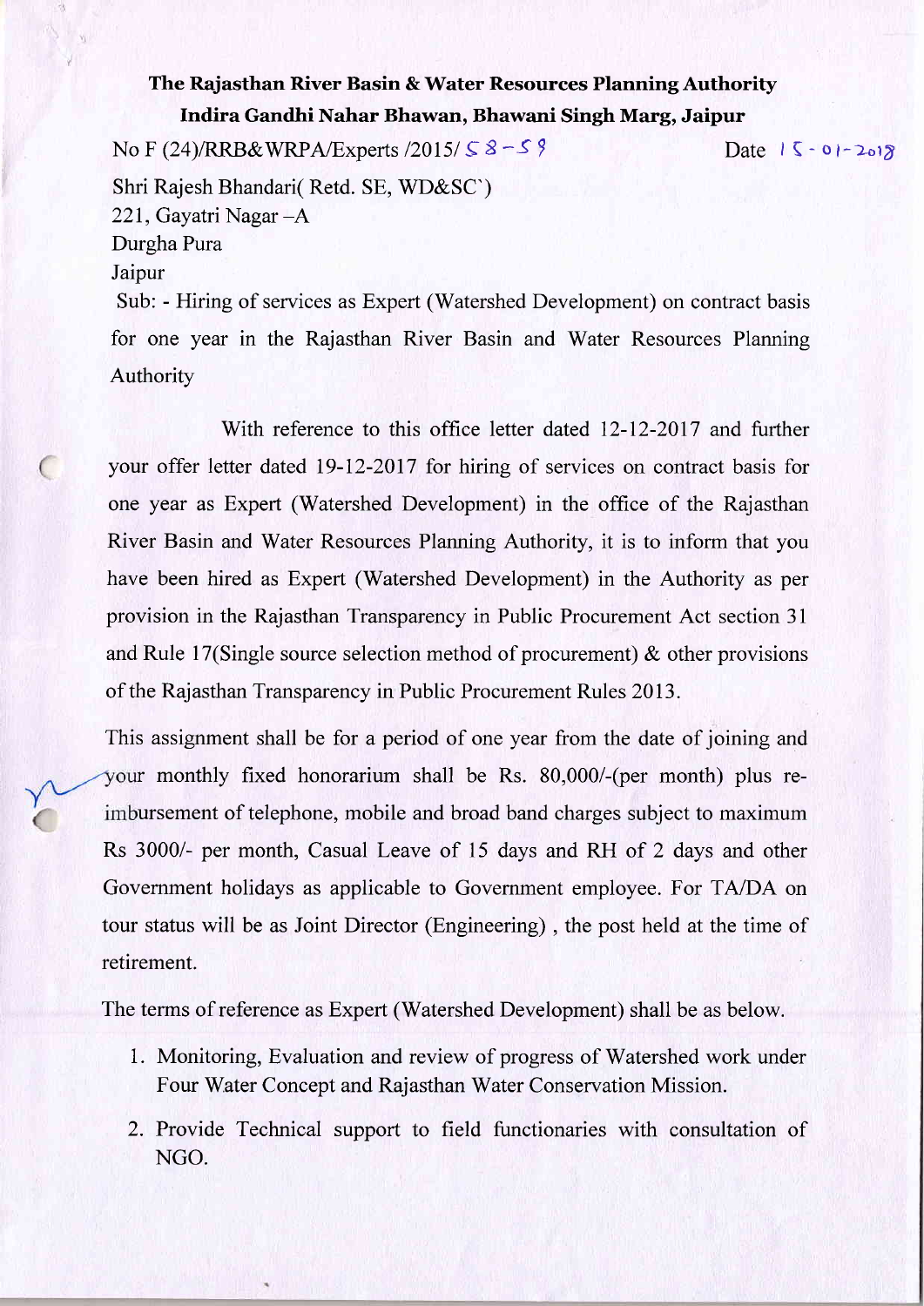**The Rajasthan River Basin & Water Resources Planning Authority**
**Indira Gandhi Nahar Bhawan, Bhawani Singh Marg, Jaipur**

No F (24)/RRB&WRPA/Experts /2015/ 58-59 Date 15-01-2018

Shri Rajesh Bhandari( Retd. SE, WD&SC`)
221, Gayatri Nagar –A
Durgha Pura
Jaipur

Sub: - Hiring of services as Expert (Watershed Development) on contract basis for one year in the Rajasthan River Basin and Water Resources Planning Authority

With reference to this office letter dated 12-12-2017 and further your offer letter dated 19-12-2017 for hiring of services on contract basis for one year as Expert (Watershed Development) in the office of the Rajasthan River Basin and Water Resources Planning Authority, it is to inform that you have been hired as Expert (Watershed Development) in the Authority as per provision in the Rajasthan Transparency in Public Procurement Act section 31 and Rule 17(Single source selection method of procurement) & other provisions of the Rajasthan Transparency in Public Procurement Rules 2013.

This assignment shall be for a period of one year from the date of joining and your monthly fixed honorarium shall be Rs. 80,000/-(per month) plus re-imbursement of telephone, mobile and broad band charges subject to maximum Rs 3000/- per month, Casual Leave of 15 days and RH of 2 days and other Government holidays as applicable to Government employee. For TA/DA on tour status will be as Joint Director (Engineering) , the post held at the time of retirement.

The terms of reference as Expert (Watershed Development) shall be as below.

1. Monitoring, Evaluation and review of progress of Watershed work under Four Water Concept and Rajasthan Water Conservation Mission.
2. Provide Technical support to field functionaries with consultation of NGO.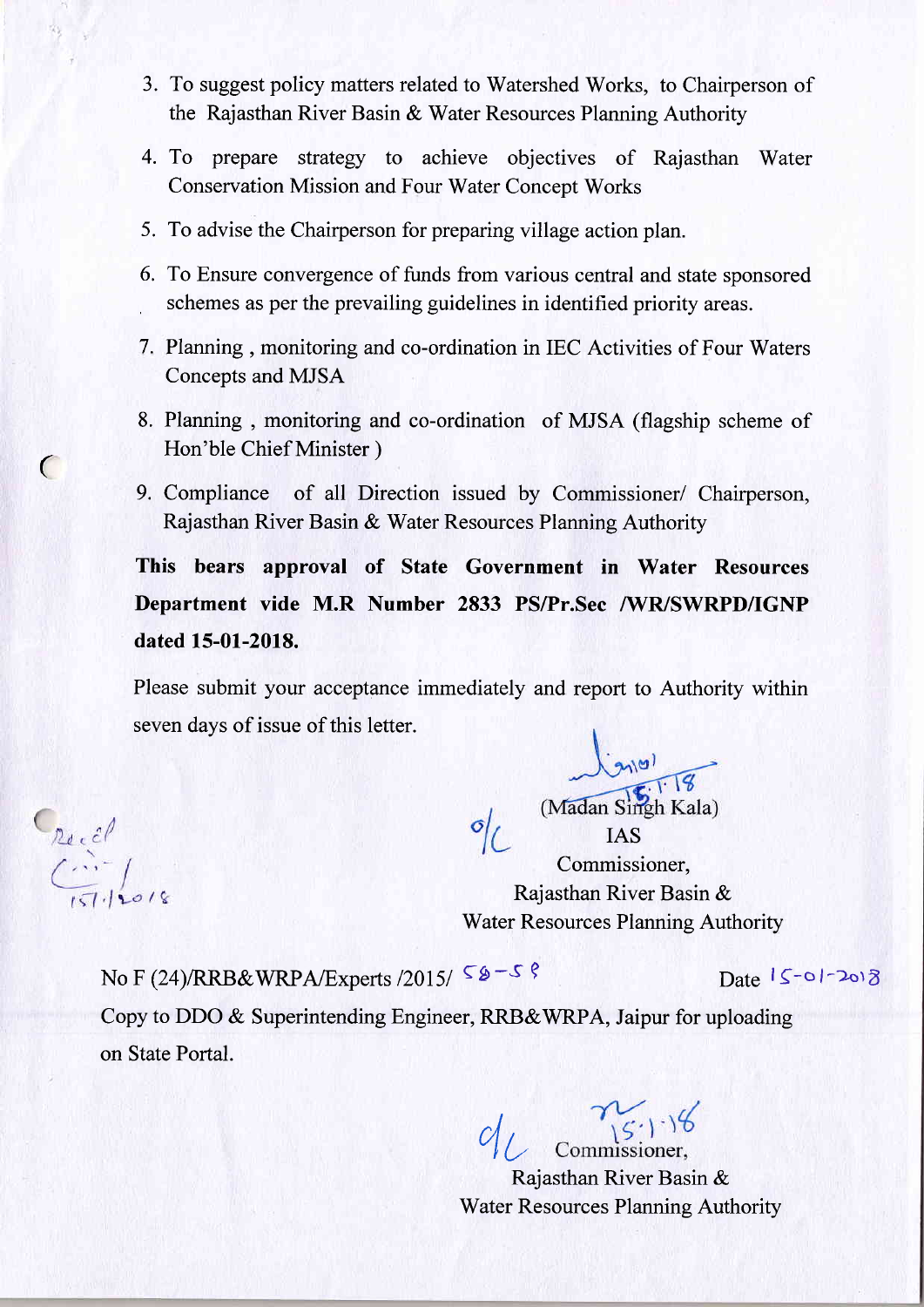3. To suggest policy matters related to Watershed Works, to Chairperson of the Rajasthan River Basin & Water Resources Planning Authority
4. To prepare strategy to achieve objectives of Rajasthan Water Conservation Mission and Four Water Concept Works
5. To advise the Chairperson for preparing village action plan.
6. To Ensure convergence of funds from various central and state sponsored schemes as per the prevailing guidelines in identified priority areas.
7. Planning , monitoring and co-ordination in IEC Activities of Four Waters Concepts and MJSA
8. Planning , monitoring and co-ordination of MJSA (flagship scheme of Hon'ble Chief Minister )
9. Compliance of all Direction issued by Commissioner/ Chairperson, Rajasthan River Basin & Water Resources Planning Authority

**This bears approval of State Government in Water Resources Department vide M.R Number 2833 PS/Pr.Sec /WR/SWRPD/IGNP dated 15-01-2018.**

Please submit your acceptance immediately and report to Authority within seven days of issue of this letter.

Recd
15/1/2018

15.1.18
(Madan Singh Kala)
IAS
Commissioner,
Rajasthan River Basin &
Water Resources Planning Authority

No F (24)/RRB&WRPA/Experts /2015/ 58-59 Date 15-01-2018

Copy to DDO & Superintending Engineer, RRB&WRPA, Jaipur for uploading on State Portal.

15.1.18
Commissioner,
Rajasthan River Basin &
Water Resources Planning Authority